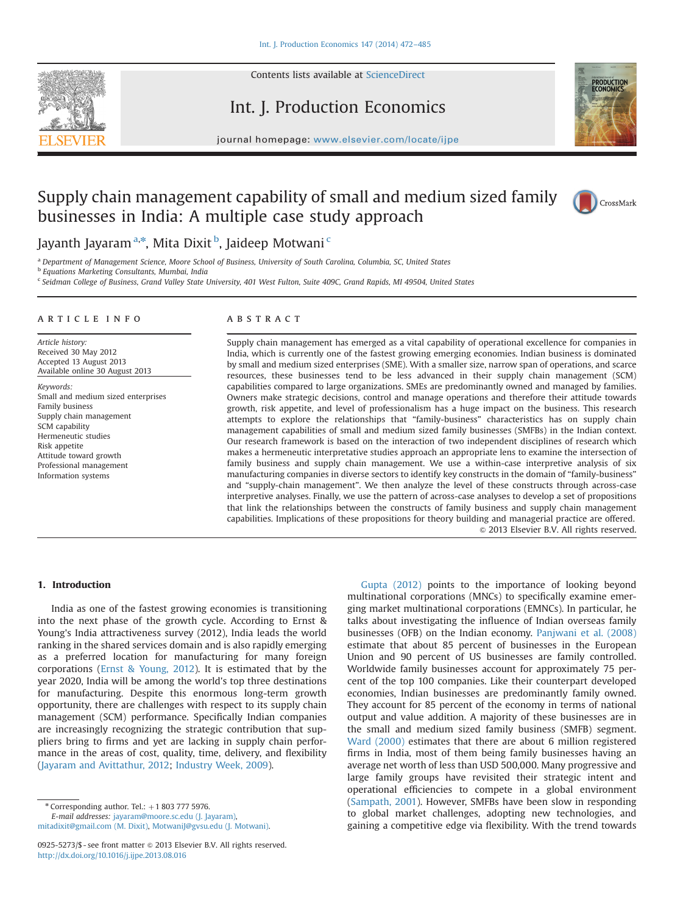# Supply chain management capability of small and medium sized family businesses in India: A multiple case study approach

Jayanth Jayaram [a,*], Mita Dixit [b], Jaideep Motwani [c]

[a] Department of Management Science, Moore School of Business, University of South Carolina, Columbia, SC, United States
[b] Equations Marketing Consultants, Mumbai, India
[c] Seidman College of Business, Grand Valley State University, 401 West Fulton, Suite 409C, Grand Rapids, MI 49504, United States

## ARTICLE INFO

*Article history:*
Received 30 May 2012
Accepted 13 August 2013
Available online 30 August 2013

*Keywords:*
Small and medium sized enterprises
Family business
Supply chain management
SCM capability
Hermeneutic studies
Risk appetite
Attitude toward growth
Professional management
Information systems

## ABSTRACT

Supply chain management has emerged as a vital capability of operational excellence for companies in India, which is currently one of the fastest growing emerging economies. Indian business is dominated by small and medium sized enterprises (SME). With a smaller size, narrow span of operations, and scarce resources, these businesses tend to be less advanced in their supply chain management (SCM) capabilities compared to large organizations. SMEs are predominantly owned and managed by families. Owners make strategic decisions, control and manage operations and therefore their attitude towards growth, risk appetite, and level of professionalism has a huge impact on the business. This research attempts to explore the relationships that "family-business" characteristics has on supply chain management capabilities of small and medium sized family businesses (SMFBs) in the Indian context. Our research framework is based on the interaction of two independent disciplines of research which makes a hermeneutic interpretative studies approach an appropriate lens to examine the intersection of family business and supply chain management. We use a within-case interpretive analysis of six manufacturing companies in diverse sectors to identify key constructs in the domain of "family-business" and "supply-chain management". We then analyze the level of these constructs through across-case interpretive analyses. Finally, we use the pattern of across-case analyses to develop a set of propositions that link the relationships between the constructs of family business and supply chain management capabilities. Implications of these propositions for theory building and managerial practice are offered.

© 2013 Elsevier B.V. All rights reserved.

## 1. Introduction

India as one of the fastest growing economies is transitioning into the next phase of the growth cycle. According to Ernst & Young's India attractiveness survey (2012), India leads the world ranking in the shared services domain and is also rapidly emerging as a preferred location for manufacturing for many foreign corporations (Ernst & Young, 2012). It is estimated that by the year 2020, India will be among the world's top three destinations for manufacturing. Despite this enormous long-term growth opportunity, there are challenges with respect to its supply chain management (SCM) performance. Specifically Indian companies are increasingly recognizing the strategic contribution that suppliers bring to firms and yet are lacking in supply chain performance in the areas of cost, quality, time, delivery, and flexibility (Jayaram and Avittathur, 2012; Industry Week, 2009).

Gupta (2012) points to the importance of looking beyond multinational corporations (MNCs) to specifically examine emerging market multinational corporations (EMNCs). In particular, he talks about investigating the influence of Indian overseas family businesses (OFB) on the Indian economy. Panjwani et al. (2008) estimate that about 85 percent of businesses in the European Union and 90 percent of US businesses are family controlled. Worldwide family businesses account for approximately 75 percent of the top 100 companies. Like their counterpart developed economies, Indian businesses are predominantly family owned. They account for 85 percent of the economy in terms of national output and value addition. A majority of these businesses are in the small and medium sized family business (SMFB) segment. Ward (2000) estimates that there are about 6 million registered firms in India, most of them being family businesses having an average net worth of less than USD 500,000. Many progressive and large family groups have revisited their strategic intent and operational efficiencies to compete in a global environment (Sampath, 2001). However, SMFBs have been slow in responding to global market challenges, adopting new technologies, and gaining a competitive edge via flexibility. With the trend towards

---

* Corresponding author. Tel.: +1 803 777 5976.
*E-mail addresses:* jayaram@moore.sc.edu (J. Jayaram), mitadixit@gmail.com (M. Dixit), MotwaniJ@gvsu.edu (J. Motwani).

0925-5273/$ - see front matter © 2013 Elsevier B.V. All rights reserved.
http://dx.doi.org/10.1016/j.ijpe.2013.08.016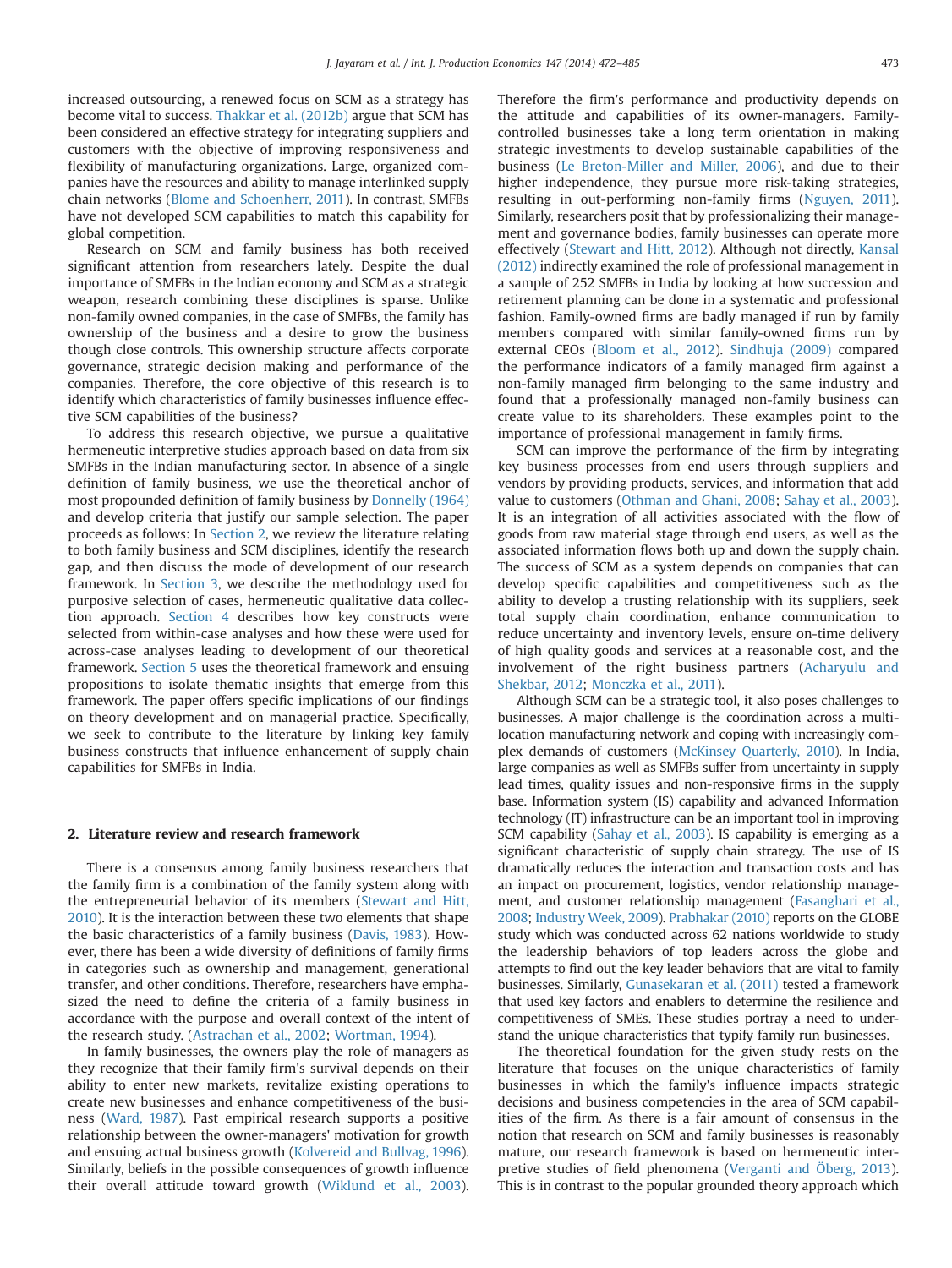increased outsourcing, a renewed focus on SCM as a strategy has become vital to success. Thakkar et al. (2012b) argue that SCM has been considered an effective strategy for integrating suppliers and customers with the objective of improving responsiveness and flexibility of manufacturing organizations. Large, organized companies have the resources and ability to manage interlinked supply chain networks (Blome and Schoenherr, 2011). In contrast, SMFBs have not developed SCM capabilities to match this capability for global competition.

Research on SCM and family business has both received significant attention from researchers lately. Despite the dual importance of SMFBs in the Indian economy and SCM as a strategic weapon, research combining these disciplines is sparse. Unlike non-family owned companies, in the case of SMFBs, the family has ownership of the business and a desire to grow the business though close controls. This ownership structure affects corporate governance, strategic decision making and performance of the companies. Therefore, the core objective of this research is to identify which characteristics of family businesses influence effective SCM capabilities of the business?

To address this research objective, we pursue a qualitative hermeneutic interpretive studies approach based on data from six SMFBs in the Indian manufacturing sector. In absence of a single definition of family business, we use the theoretical anchor of most propounded definition of family business by Donnelly (1964) and develop criteria that justify our sample selection. The paper proceeds as follows: In Section 2, we review the literature relating to both family business and SCM disciplines, identify the research gap, and then discuss the mode of development of our research framework. In Section 3, we describe the methodology used for purposive selection of cases, hermeneutic qualitative data collection approach. Section 4 describes how key constructs were selected from within-case analyses and how these were used for across-case analyses leading to development of our theoretical framework. Section 5 uses the theoretical framework and ensuing propositions to isolate thematic insights that emerge from this framework. The paper offers specific implications of our findings on theory development and on managerial practice. Specifically, we seek to contribute to the literature by linking key family business constructs that influence enhancement of supply chain capabilities for SMFBs in India.

## 2. Literature review and research framework

There is a consensus among family business researchers that the family firm is a combination of the family system along with the entrepreneurial behavior of its members (Stewart and Hitt, 2010). It is the interaction between these two elements that shape the basic characteristics of a family business (Davis, 1983). However, there has been a wide diversity of definitions of family firms in categories such as ownership and management, generational transfer, and other conditions. Therefore, researchers have emphasized the need to define the criteria of a family business in accordance with the purpose and overall context of the intent of the research study. (Astrachan et al., 2002; Wortman, 1994).

In family businesses, the owners play the role of managers as they recognize that their family firm's survival depends on their ability to enter new markets, revitalize existing operations to create new businesses and enhance competitiveness of the business (Ward, 1987). Past empirical research supports a positive relationship between the owner-managers' motivation for growth and ensuing actual business growth (Kolvereid and Bullvag, 1996). Similarly, beliefs in the possible consequences of growth influence their overall attitude toward growth (Wiklund et al., 2003). Therefore the firm's performance and productivity depends on the attitude and capabilities of its owner-managers. Family-controlled businesses take a long term orientation in making strategic investments to develop sustainable capabilities of the business (Le Breton-Miller and Miller, 2006), and due to their higher independence, they pursue more risk-taking strategies, resulting in out-performing non-family firms (Nguyen, 2011). Similarly, researchers posit that by professionalizing their management and governance bodies, family businesses can operate more effectively (Stewart and Hitt, 2012). Although not directly, Kansal (2012) indirectly examined the role of professional management in a sample of 252 SMFBs in India by looking at how succession and retirement planning can be done in a systematic and professional fashion. Family-owned firms are badly managed if run by family members compared with similar family-owned firms run by external CEOs (Bloom et al., 2012). Sindhuja (2009) compared the performance indicators of a family managed firm against a non-family managed firm belonging to the same industry and found that a professionally managed non-family business can create value to its shareholders. These examples point to the importance of professional management in family firms.

SCM can improve the performance of the firm by integrating key business processes from end users through suppliers and vendors by providing products, services, and information that add value to customers (Othman and Ghani, 2008; Sahay et al., 2003). It is an integration of all activities associated with the flow of goods from raw material stage through end users, as well as the associated information flows both up and down the supply chain. The success of SCM as a system depends on companies that can develop specific capabilities and competitiveness such as the ability to develop a trusting relationship with its suppliers, seek total supply chain coordination, enhance communication to reduce uncertainty and inventory levels, ensure on-time delivery of high quality goods and services at a reasonable cost, and the involvement of the right business partners (Acharyulu and Shekbar, 2012; Monczka et al., 2011).

Although SCM can be a strategic tool, it also poses challenges to businesses. A major challenge is the coordination across a multi-location manufacturing network and coping with increasingly complex demands of customers (McKinsey Quarterly, 2010). In India, large companies as well as SMFBs suffer from uncertainty in supply lead times, quality issues and non-responsive firms in the supply base. Information system (IS) capability and advanced Information technology (IT) infrastructure can be an important tool in improving SCM capability (Sahay et al., 2003). IS capability is emerging as a significant characteristic of supply chain strategy. The use of IS dramatically reduces the interaction and transaction costs and has an impact on procurement, logistics, vendor relationship management, and customer relationship management (Fasanghari et al., 2008; Industry Week, 2009). Prabhakar (2010) reports on the GLOBE study which was conducted across 62 nations worldwide to study the leadership behaviors of top leaders across the globe and attempts to find out the key leader behaviors that are vital to family businesses. Similarly, Gunasekaran et al. (2011) tested a framework that used key factors and enablers to determine the resilience and competitiveness of SMEs. These studies portray a need to understand the unique characteristics that typify family run businesses.

The theoretical foundation for the given study rests on the literature that focuses on the unique characteristics of family businesses in which the family's influence impacts strategic decisions and business competencies in the area of SCM capabilities of the firm. As there is a fair amount of consensus in the notion that research on SCM and family businesses is reasonably mature, our research framework is based on hermeneutic interpretive studies of field phenomena (Verganti and Öberg, 2013). This is in contrast to the popular grounded theory approach which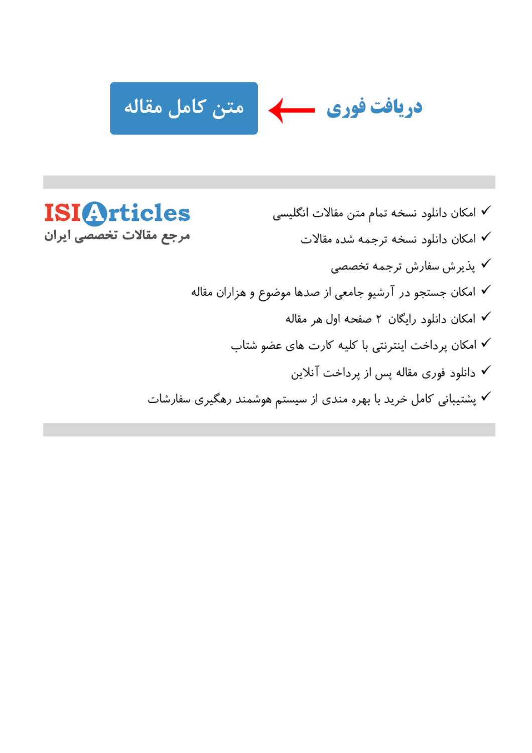دریافت فوری ← متن کامل مقاله

ISIArticles

مرجع مقالات تخصصی ایران

- ✓ امکان دانلود نسخه تمام متن مقالات انگلیسی
- ✓ امکان دانلود نسخه ترجمه شده مقالات
- ✓ پذیرش سفارش ترجمه تخصصی
- ✓ امکان جستجو در آرشیو جامعی از صدها موضوع و هزاران مقاله
- ✓ امکان دانلود رایگان ۲ صفحه اول هر مقاله
- ✓ امکان پرداخت اینترنتی با کلیه کارت های عضو شتاب
- ✓ دانلود فوری مقاله پس از پرداخت آنلاین
- ✓ پشتیبانی کامل خرید با بهره مندی از سیستم هوشمند رهگیری سفارشات